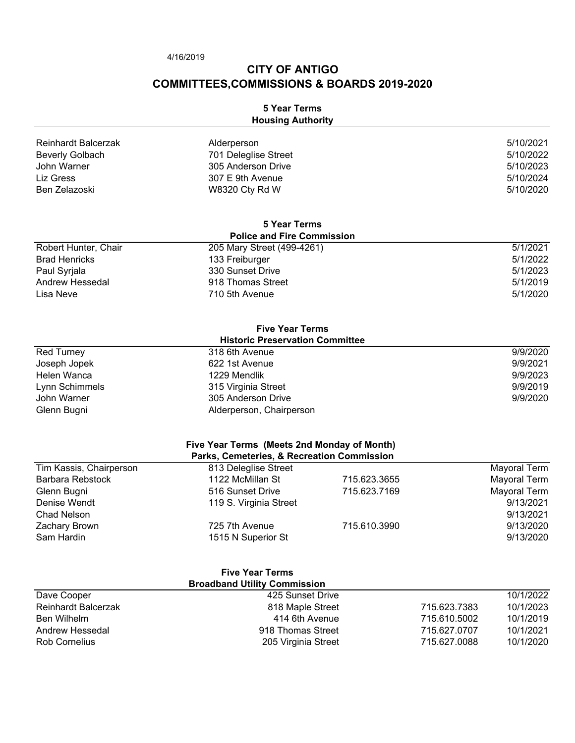4/16/2019

# CITY OF ANTIGO
# COMMITTEES,COMMISSIONS & BOARDS 2019-2020

## 5 Year Terms
### Housing Authority

| | | |
|---|---|---|
| Reinhardt Balcerzak | Alderperson | 5/10/2021 |
| Beverly Golbach | 701 Deleglise Street | 5/10/2022 |
| John Warner | 305 Anderson Drive | 5/10/2023 |
| Liz Gress | 307 E 9th Avenue | 5/10/2024 |
| Ben Zelazoski | W8320 Cty Rd W | 5/10/2020 |

## 5 Year Terms
### Police and Fire Commission

| | | |
|---|---|---|
| Robert Hunter, Chair | 205 Mary Street (499-4261) | 5/1/2021 |
| Brad Henricks | 133 Freiburger | 5/1/2022 |
| Paul Syrjala | 330 Sunset Drive | 5/1/2023 |
| Andrew Hessedal | 918 Thomas Street | 5/1/2019 |
| Lisa Neve | 710 5th Avenue | 5/1/2020 |

## Five Year Terms
### Historic Preservation Committee

| | | |
|---|---|---|
| Red Turney | 318 6th Avenue | 9/9/2020 |
| Joseph Jopek | 622 1st Avenue | 9/9/2021 |
| Helen Wanca | 1229 Mendlik | 9/9/2023 |
| Lynn Schimmels | 315 Virginia Street | 9/9/2019 |
| John Warner | 305 Anderson Drive | 9/9/2020 |
| Glenn Bugni | Alderperson, Chairperson | |

## Five Year Terms (Meets 2nd Monday of Month)
### Parks, Cemeteries, & Recreation Commission

| | | | |
|---|---|---|---|
| Tim Kassis, Chairperson | 813 Deleglise Street | | Mayoral Term |
| Barbara Rebstock | 1122 McMillan St | 715.623.3655 | Mayoral Term |
| Glenn Bugni | 516 Sunset Drive | 715.623.7169 | Mayoral Term |
| Denise Wendt | 119 S. Virginia Street | | 9/13/2021 |
| Chad Nelson | | | 9/13/2021 |
| Zachary Brown | 725 7th Avenue | 715.610.3990 | 9/13/2020 |
| Sam Hardin | 1515 N Superior St | | 9/13/2020 |

## Five Year Terms
### Broadband Utility Commission

| | | | |
|---|---|---|---|
| Dave Cooper | 425 Sunset Drive | | 10/1/2022 |
| Reinhardt Balcerzak | 818 Maple Street | 715.623.7383 | 10/1/2023 |
| Ben Wilhelm | 414 6th Avenue | 715.610.5002 | 10/1/2019 |
| Andrew Hessedal | 918 Thomas Street | 715.627.0707 | 10/1/2021 |
| Rob Cornelius | 205 Virginia Street | 715.627.0088 | 10/1/2020 |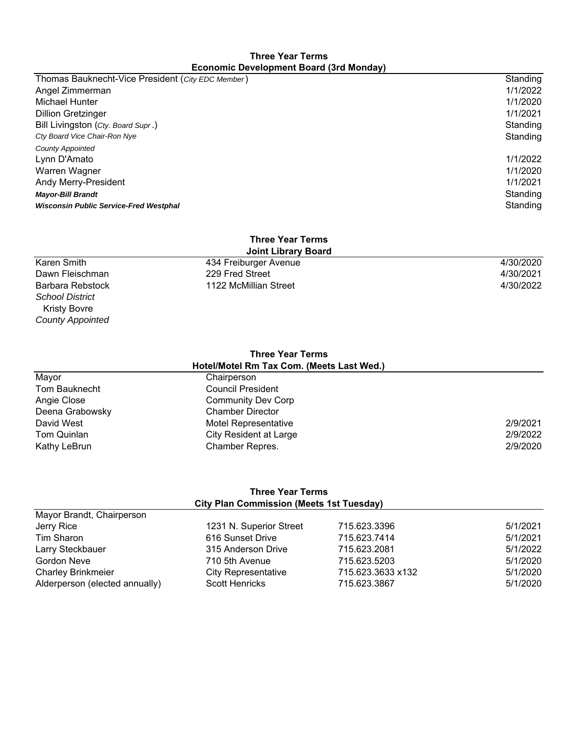**Three Year Terms**

**Economic Development Board (3rd Monday)**

| | |
|---|---|
| Thomas Bauknecht-Vice President (*City EDC Member*) | Standing |
| Angel Zimmerman | 1/1/2022 |
| Michael Hunter | 1/1/2020 |
| Dillion Gretzinger | 1/1/2021 |
| Bill Livingston (*Cty. Board Supr*.) | Standing |
| *Cty Board Vice Chair-Ron Nye* | Standing |
| *County Appointed* | |
| Lynn D'Amato | 1/1/2022 |
| Warren Wagner | 1/1/2020 |
| Andy Merry-President | 1/1/2021 |
| ***Mayor-Bill Brandt*** | Standing |
| ***Wisconsin Public Service-Fred Westphal*** | Standing |

**Three Year Terms**

**Joint Library Board**

| | | |
|---|---|---|
| Karen Smith | 434 Freiburger Avenue | 4/30/2020 |
| Dawn Fleischman | 229 Fred Street | 4/30/2021 |
| Barbara Rebstock | 1122 McMillian Street | 4/30/2022 |
| *School District* | | |
| Kristy Bovre | | |
| *County Appointed* | | |

**Three Year Terms**

**Hotel/Motel Rm Tax Com. (Meets Last Wed.)**

| | | |
|---|---|---|
| Mayor | Chairperson | |
| Tom Bauknecht | Council President | |
| Angie Close | Community Dev Corp | |
| Deena Grabowsky | Chamber Director | |
| David West | Motel Representative | 2/9/2021 |
| Tom Quinlan | City Resident at Large | 2/9/2022 |
| Kathy LeBrun | Chamber Repres. | 2/9/2020 |

**Three Year Terms**

**City Plan Commission (Meets 1st Tuesday)**

| | | | |
|---|---|---|---|
| Mayor Brandt, Chairperson | | | |
| Jerry Rice | 1231 N. Superior Street | 715.623.3396 | 5/1/2021 |
| Tim Sharon | 616 Sunset Drive | 715.623.7414 | 5/1/2021 |
| Larry Steckbauer | 315 Anderson Drive | 715.623.2081 | 5/1/2022 |
| Gordon Neve | 710 5th Avenue | 715.623.5203 | 5/1/2020 |
| Charley Brinkmeier | City Representative | 715.623.3633 x132 | 5/1/2020 |
| Alderperson (elected annually) | Scott Henricks | 715.623.3867 | 5/1/2020 |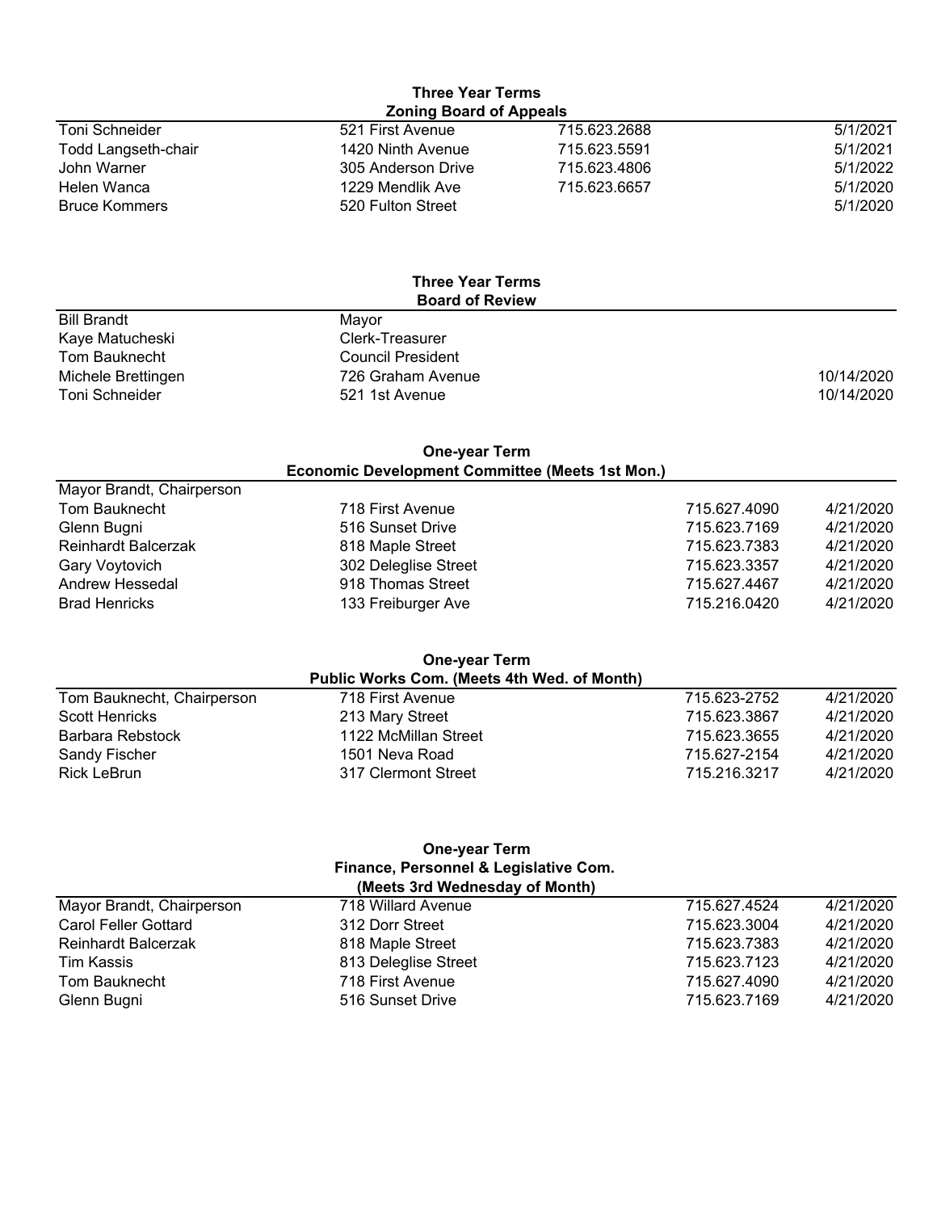## Three Year Terms

### Zoning Board of Appeals

| Name | Address | Phone | Term |
|---|---|---|---|
| Toni Schneider | 521 First Avenue | 715.623.2688 | 5/1/2021 |
| Todd Langseth-chair | 1420 Ninth Avenue | 715.623.5591 | 5/1/2021 |
| John Warner | 305 Anderson Drive | 715.623.4806 | 5/1/2022 |
| Helen Wanca | 1229 Mendlik Ave | 715.623.6657 | 5/1/2020 |
| Bruce Kommers | 520 Fulton Street | | 5/1/2020 |

## Three Year Terms

### Board of Review

| Name | Address / Position | Term |
|---|---|---|
| Bill Brandt | Mayor | |
| Kaye Matucheski | Clerk-Treasurer | |
| Tom Bauknecht | Council President | |
| Michele Brettingen | 726 Graham Avenue | 10/14/2020 |
| Toni Schneider | 521 1st Avenue | 10/14/2020 |

## One-year Term

### Economic Development Committee (Meets 1st Mon.)

| Name | Address | Phone | Term |
|---|---|---|---|
| Mayor Brandt, Chairperson | | | |
| Tom Bauknecht | 718 First Avenue | 715.627.4090 | 4/21/2020 |
| Glenn Bugni | 516 Sunset Drive | 715.623.7169 | 4/21/2020 |
| Reinhardt Balcerzak | 818 Maple Street | 715.623.7383 | 4/21/2020 |
| Gary Voytovich | 302 Deleglise Street | 715.623.3357 | 4/21/2020 |
| Andrew Hessedal | 918 Thomas Street | 715.627.4467 | 4/21/2020 |
| Brad Henricks | 133 Freiburger Ave | 715.216.0420 | 4/21/2020 |

## One-year Term

### Public Works Com. (Meets 4th Wed. of Month)

| Name | Address | Phone | Term |
|---|---|---|---|
| Tom Bauknecht, Chairperson | 718 First Avenue | 715.623-2752 | 4/21/2020 |
| Scott Henricks | 213 Mary Street | 715.623.3867 | 4/21/2020 |
| Barbara Rebstock | 1122 McMillan Street | 715.623.3655 | 4/21/2020 |
| Sandy Fischer | 1501 Neva Road | 715.627-2154 | 4/21/2020 |
| Rick LeBrun | 317 Clermont Street | 715.216.3217 | 4/21/2020 |

## One-year Term

### Finance, Personnel & Legislative Com. (Meets 3rd Wednesday of Month)

| Name | Address | Phone | Term |
|---|---|---|---|
| Mayor Brandt, Chairperson | 718 Willard Avenue | 715.627.4524 | 4/21/2020 |
| Carol Feller Gottard | 312 Dorr Street | 715.623.3004 | 4/21/2020 |
| Reinhardt Balcerzak | 818 Maple Street | 715.623.7383 | 4/21/2020 |
| Tim Kassis | 813 Deleglise Street | 715.623.7123 | 4/21/2020 |
| Tom Bauknecht | 718 First Avenue | 715.627.4090 | 4/21/2020 |
| Glenn Bugni | 516 Sunset Drive | 715.623.7169 | 4/21/2020 |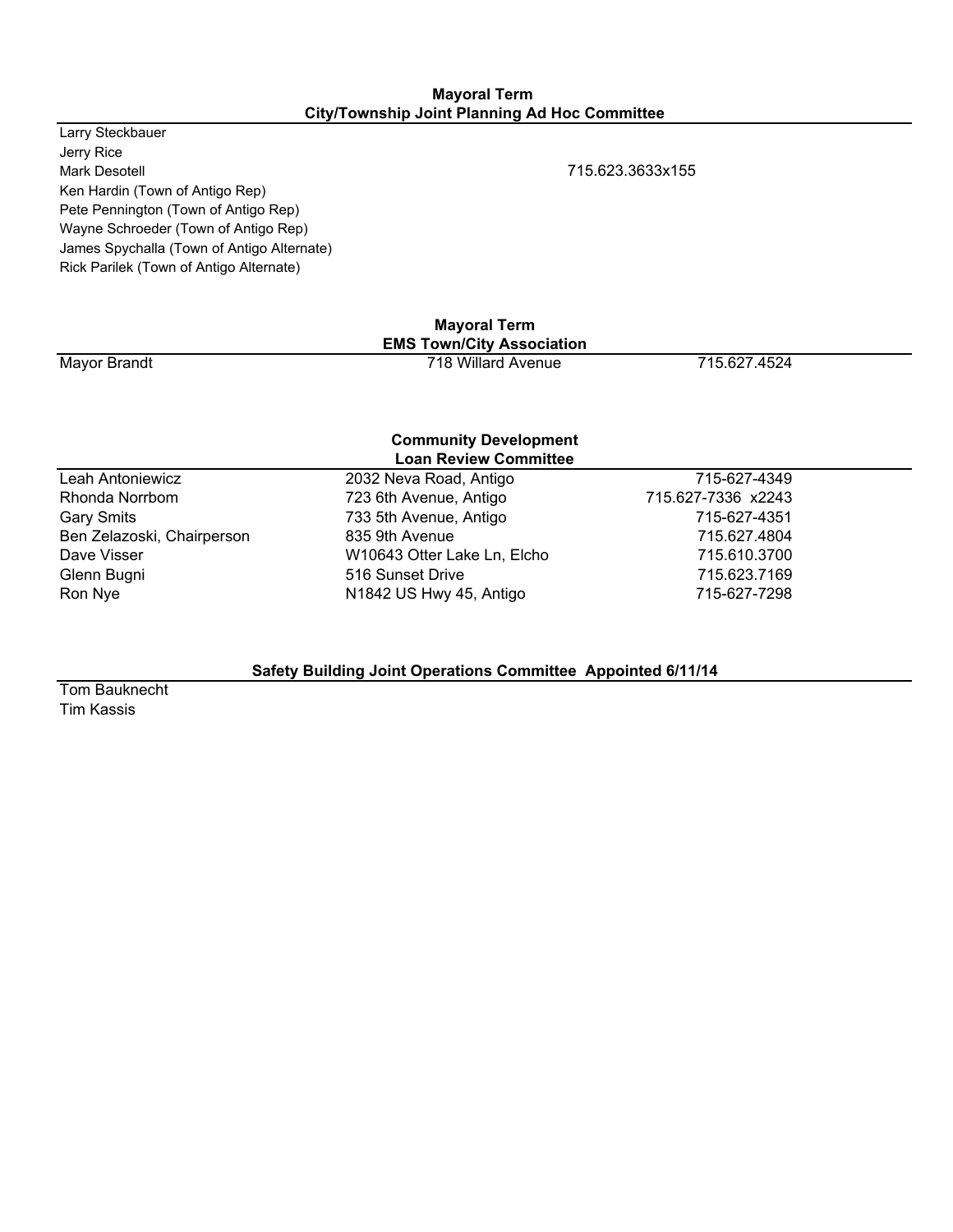## Mayoral Term
## City/Township Joint Planning Ad Hoc Committee

| Name | Phone |
|---|---|
| Larry Steckbauer | |
| Jerry Rice | |
| Mark Desotell | 715.623.3633x155 |
| Ken Hardin (Town of Antigo Rep) | |
| Pete Pennington (Town of Antigo Rep) | |
| Wayne Schroeder (Town of Antigo Rep) | |
| James Spychalla (Town of Antigo Alternate) | |
| Rick Parilek (Town of Antigo Alternate) | |

## Mayoral Term
## EMS Town/City Association

| Name | Address | Phone |
|---|---|---|
| Mayor Brandt | 718 Willard Avenue | 715.627.4524 |

## Community Development
## Loan Review Committee

| Name | Address | Phone |
|---|---|---|
| Leah Antoniewicz | 2032 Neva Road, Antigo | 715-627-4349 |
| Rhonda Norrbom | 723 6th Avenue, Antigo | 715.627-7336 x2243 |
| Gary Smits | 733 5th Avenue, Antigo | 715-627-4351 |
| Ben Zelazoski, Chairperson | 835 9th Avenue | 715.627.4804 |
| Dave Visser | W10643 Otter Lake Ln, Elcho | 715.610.3700 |
| Glenn Bugni | 516 Sunset Drive | 715.623.7169 |
| Ron Nye | N1842 US Hwy 45, Antigo | 715-627-7298 |

## Safety Building Joint Operations Committee Appointed 6/11/14

Tom Bauknecht
Tim Kassis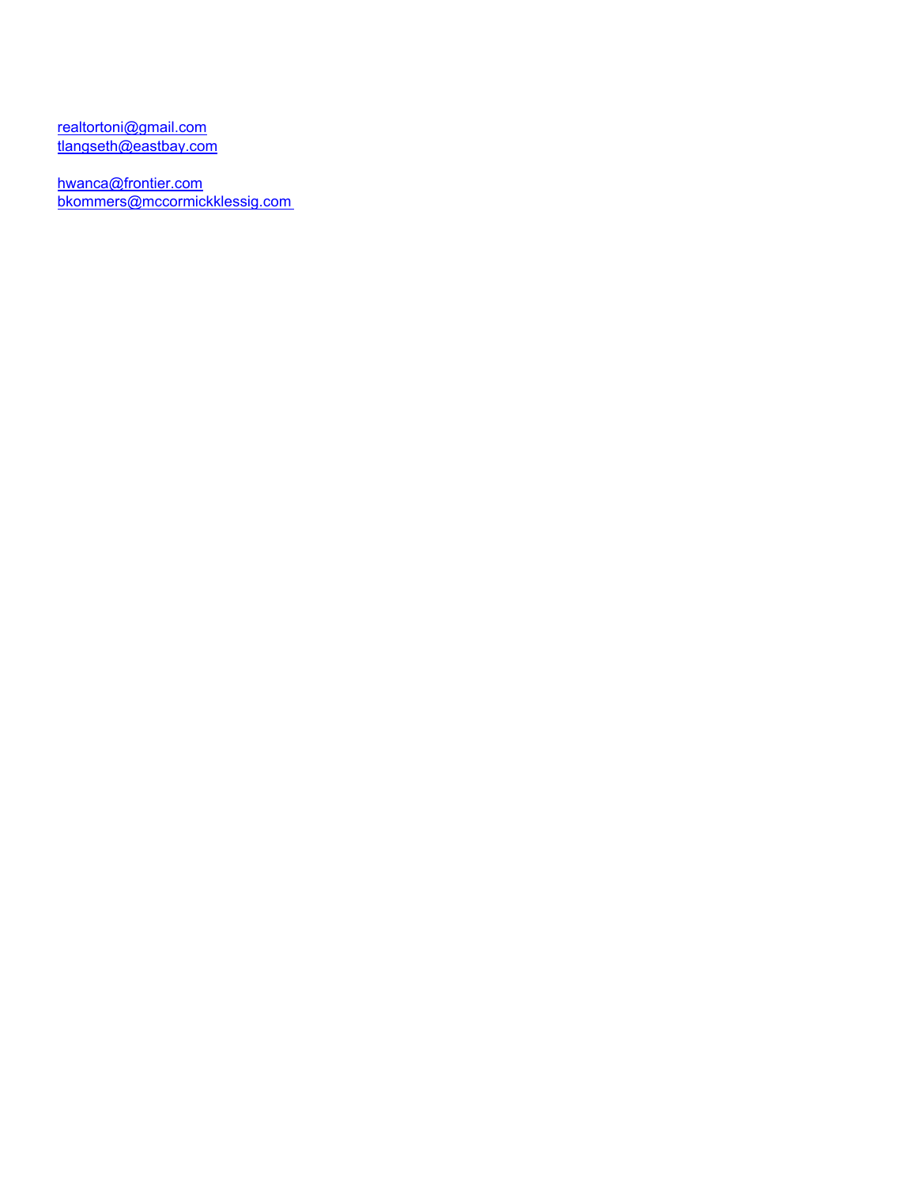realtortoni@gmail.com
tlangseth@eastbay.com

hwanca@frontier.com
bkommers@mccormickklessig.com